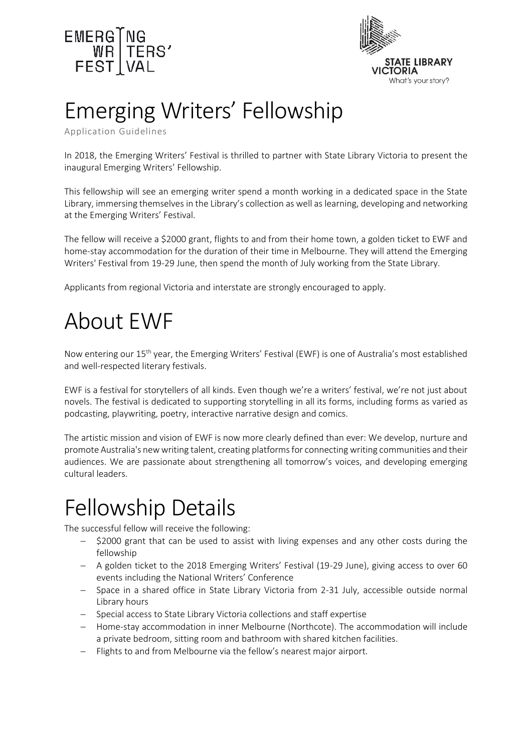# Emerging Writers' Fellowship

Application Guidelines

In 2018, the Emerging Writers' Festival is thrilled to partner with State Library Victoria to present the inaugural Emerging Writers' Fellowship.

This fellowship will see an emerging writer spend a month working in a dedicated space in the State Library, immersing themselves in the Library's collection as well as learning, developing and networking at the Emerging Writers' Festival.

The fellow will receive a $2000 grant, flights to and from their home town, a golden ticket to EWF and home-stay accommodation for the duration of their time in Melbourne. They will attend the Emerging Writers' Festival from 19-29 June, then spend the month of July working from the State Library.

Applicants from regional Victoria and interstate are strongly encouraged to apply.

# About EWF

Now entering our 15th year, the Emerging Writers' Festival (EWF) is one of Australia's most established and well-respected literary festivals.

EWF is a festival for storytellers of all kinds. Even though we're a writers' festival, we're not just about novels. The festival is dedicated to supporting storytelling in all its forms, including forms as varied as podcasting, playwriting, poetry, interactive narrative design and comics.

The artistic mission and vision of EWF is now more clearly defined than ever: We develop, nurture and promote Australia's new writing talent, creating platforms for connecting writing communities and their audiences. We are passionate about strengthening all tomorrow's voices, and developing emerging cultural leaders.

# Fellowship Details

The successful fellow will receive the following:

- $2000 grant that can be used to assist with living expenses and any other costs during the fellowship
- A golden ticket to the 2018 Emerging Writers' Festival (19-29 June), giving access to over 60 events including the National Writers' Conference
- Space in a shared office in State Library Victoria from 2-31 July, accessible outside normal Library hours
- Special access to State Library Victoria collections and staff expertise
- Home-stay accommodation in inner Melbourne (Northcote). The accommodation will include a private bedroom, sitting room and bathroom with shared kitchen facilities.
- Flights to and from Melbourne via the fellow's nearest major airport.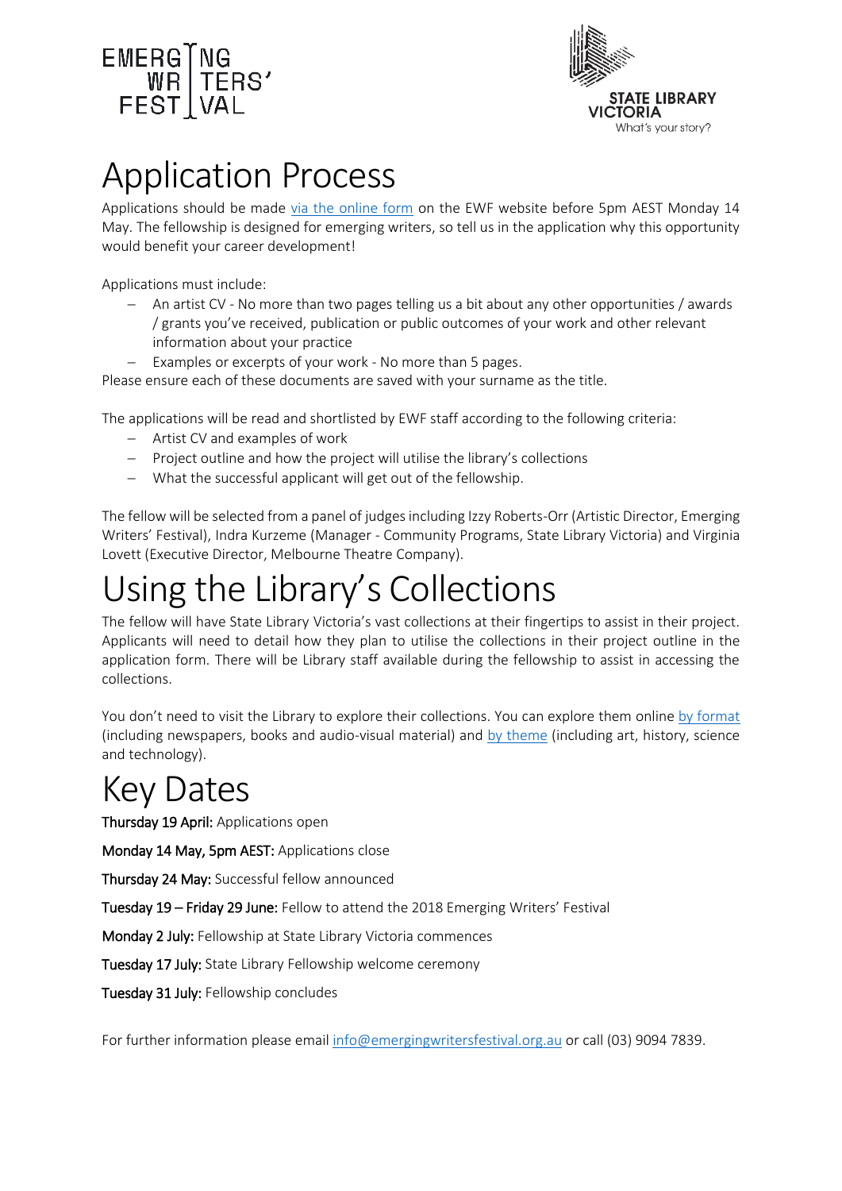# Application Process

Applications should be made via the online form on the EWF website before 5pm AEST Monday 14 May. The fellowship is designed for emerging writers, so tell us in the application why this opportunity would benefit your career development!

Applications must include:

- An artist CV - No more than two pages telling us a bit about any other opportunities / awards / grants you've received, publication or public outcomes of your work and other relevant information about your practice
- Examples or excerpts of your work - No more than 5 pages.

Please ensure each of these documents are saved with your surname as the title.

The applications will be read and shortlisted by EWF staff according to the following criteria:

- Artist CV and examples of work
- Project outline and how the project will utilise the library's collections
- What the successful applicant will get out of the fellowship.

The fellow will be selected from a panel of judges including Izzy Roberts-Orr (Artistic Director, Emerging Writers' Festival), Indra Kurzeme (Manager - Community Programs, State Library Victoria) and Virginia Lovett (Executive Director, Melbourne Theatre Company).

# Using the Library's Collections

The fellow will have State Library Victoria's vast collections at their fingertips to assist in their project. Applicants will need to detail how they plan to utilise the collections in their project outline in the application form. There will be Library staff available during the fellowship to assist in accessing the collections.

You don't need to visit the Library to explore their collections. You can explore them online by format (including newspapers, books and audio-visual material) and by theme (including art, history, science and technology).

# Key Dates

**Thursday 19 April:** Applications open

**Monday 14 May, 5pm AEST:** Applications close

**Thursday 24 May:** Successful fellow announced

**Tuesday 19 – Friday 29 June:** Fellow to attend the 2018 Emerging Writers' Festival

**Monday 2 July:** Fellowship at State Library Victoria commences

**Tuesday 17 July:** State Library Fellowship welcome ceremony

**Tuesday 31 July:** Fellowship concludes

For further information please email info@emergingwritersfestival.org.au or call (03) 9094 7839.